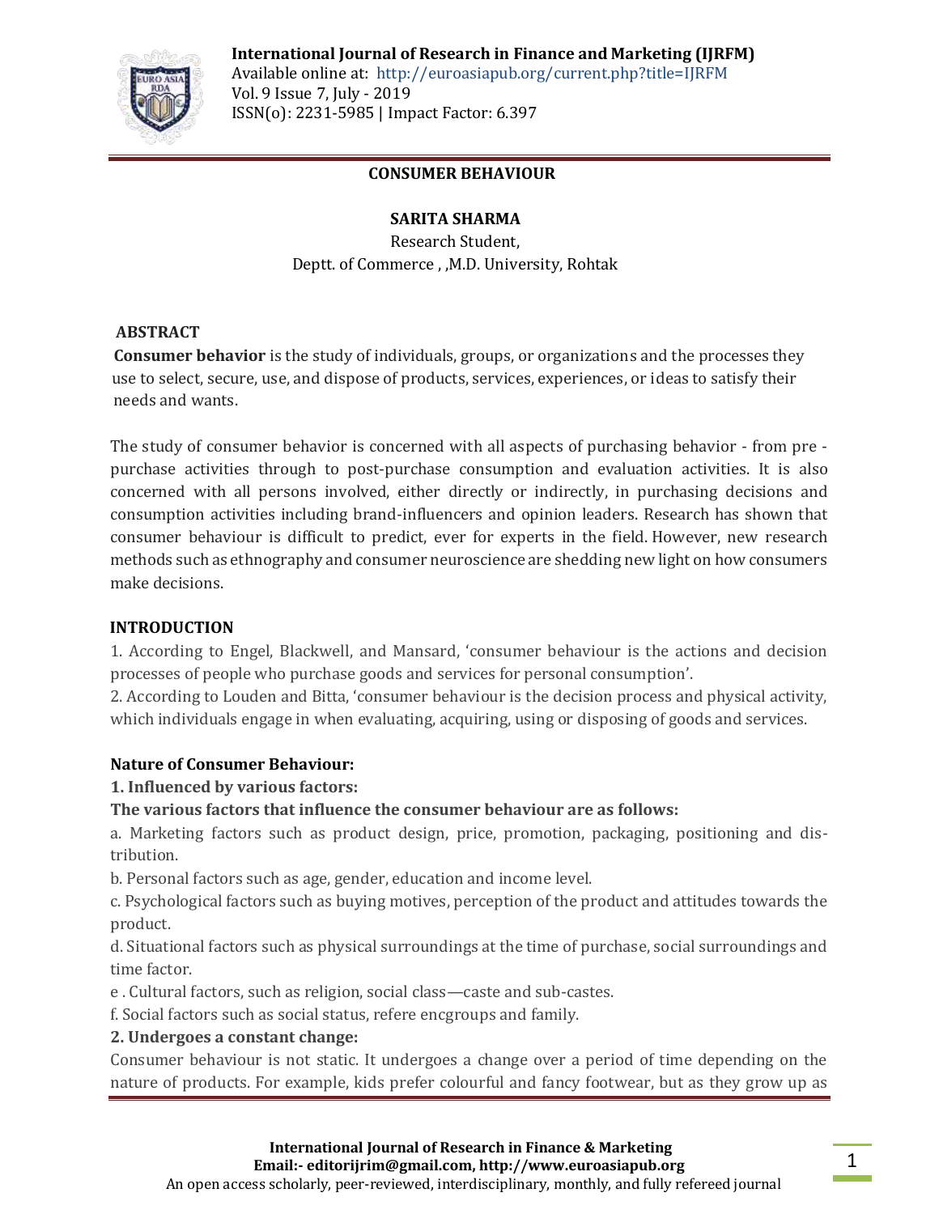# CONSUMER BEHAVIOUR

**SARITA SHARMA**

Research Student,
Deptt. of Commerce , ,M.D. University, Rohtak

## ABSTRACT

**Consumer behavior** is the study of individuals, groups, or organizations and the processes they use to select, secure, use, and dispose of products, services, experiences, or ideas to satisfy their needs and wants.

The study of consumer behavior is concerned with all aspects of purchasing behavior - from pre - purchase activities through to post-purchase consumption and evaluation activities. It is also concerned with all persons involved, either directly or indirectly, in purchasing decisions and consumption activities including brand-influencers and opinion leaders. Research has shown that consumer behaviour is difficult to predict, ever for experts in the field. However, new research methods such as ethnography and consumer neuroscience are shedding new light on how consumers make decisions.

## INTRODUCTION

1. According to Engel, Blackwell, and Mansard, 'consumer behaviour is the actions and decision processes of people who purchase goods and services for personal consumption'.
2. According to Louden and Bitta, 'consumer behaviour is the decision process and physical activity, which individuals engage in when evaluating, acquiring, using or disposing of goods and services.

### Nature of Consumer Behaviour:

**1. Influenced by various factors:**

**The various factors that influence the consumer behaviour are as follows:**

a. Marketing factors such as product design, price, promotion, packaging, positioning and distribution.

b. Personal factors such as age, gender, education and income level.

c. Psychological factors such as buying motives, perception of the product and attitudes towards the product.

d. Situational factors such as physical surroundings at the time of purchase, social surroundings and time factor.

e . Cultural factors, such as religion, social class—caste and sub-castes.

f. Social factors such as social status, refere encgroups and family.

**2. Undergoes a constant change:**

Consumer behaviour is not static. It undergoes a change over a period of time depending on the nature of products. For example, kids prefer colourful and fancy footwear, but as they grow up as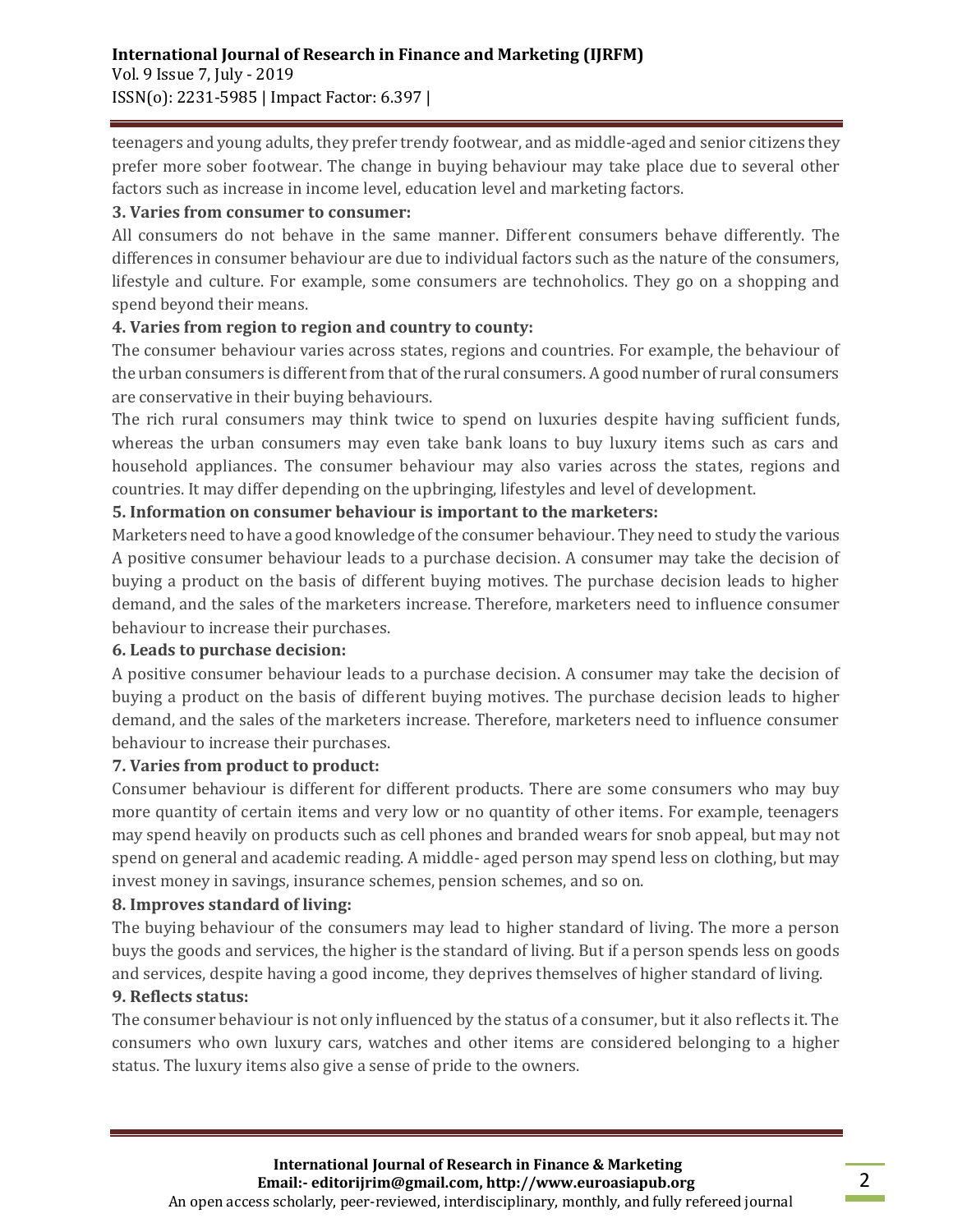teenagers and young adults, they prefer trendy footwear, and as middle-aged and senior citizens they prefer more sober footwear. The change in buying behaviour may take place due to several other factors such as increase in income level, education level and marketing factors.

**3. Varies from consumer to consumer:**

All consumers do not behave in the same manner. Different consumers behave differently. The differences in consumer behaviour are due to individual factors such as the nature of the consumers, lifestyle and culture. For example, some consumers are technoholics. They go on a shopping and spend beyond their means.

**4. Varies from region to region and country to county:**

The consumer behaviour varies across states, regions and countries. For example, the behaviour of the urban consumers is different from that of the rural consumers. A good number of rural consumers are conservative in their buying behaviours.

The rich rural consumers may think twice to spend on luxuries despite having sufficient funds, whereas the urban consumers may even take bank loans to buy luxury items such as cars and household appliances. The consumer behaviour may also varies across the states, regions and countries. It may differ depending on the upbringing, lifestyles and level of development.

**5. Information on consumer behaviour is important to the marketers:**

Marketers need to have a good knowledge of the consumer behaviour. They need to study the various A positive consumer behaviour leads to a purchase decision. A consumer may take the decision of buying a product on the basis of different buying motives. The purchase decision leads to higher demand, and the sales of the marketers increase. Therefore, marketers need to influence consumer behaviour to increase their purchases.

**6. Leads to purchase decision:**

A positive consumer behaviour leads to a purchase decision. A consumer may take the decision of buying a product on the basis of different buying motives. The purchase decision leads to higher demand, and the sales of the marketers increase. Therefore, marketers need to influence consumer behaviour to increase their purchases.

**7. Varies from product to product:**

Consumer behaviour is different for different products. There are some consumers who may buy more quantity of certain items and very low or no quantity of other items. For example, teenagers may spend heavily on products such as cell phones and branded wears for snob appeal, but may not spend on general and academic reading. A middle- aged person may spend less on clothing, but may invest money in savings, insurance schemes, pension schemes, and so on.

**8. Improves standard of living:**

The buying behaviour of the consumers may lead to higher standard of living. The more a person buys the goods and services, the higher is the standard of living. But if a person spends less on goods and services, despite having a good income, they deprives themselves of higher standard of living.

**9. Reflects status:**

The consumer behaviour is not only influenced by the status of a consumer, but it also reflects it. The consumers who own luxury cars, watches and other items are considered belonging to a higher status. The luxury items also give a sense of pride to the owners.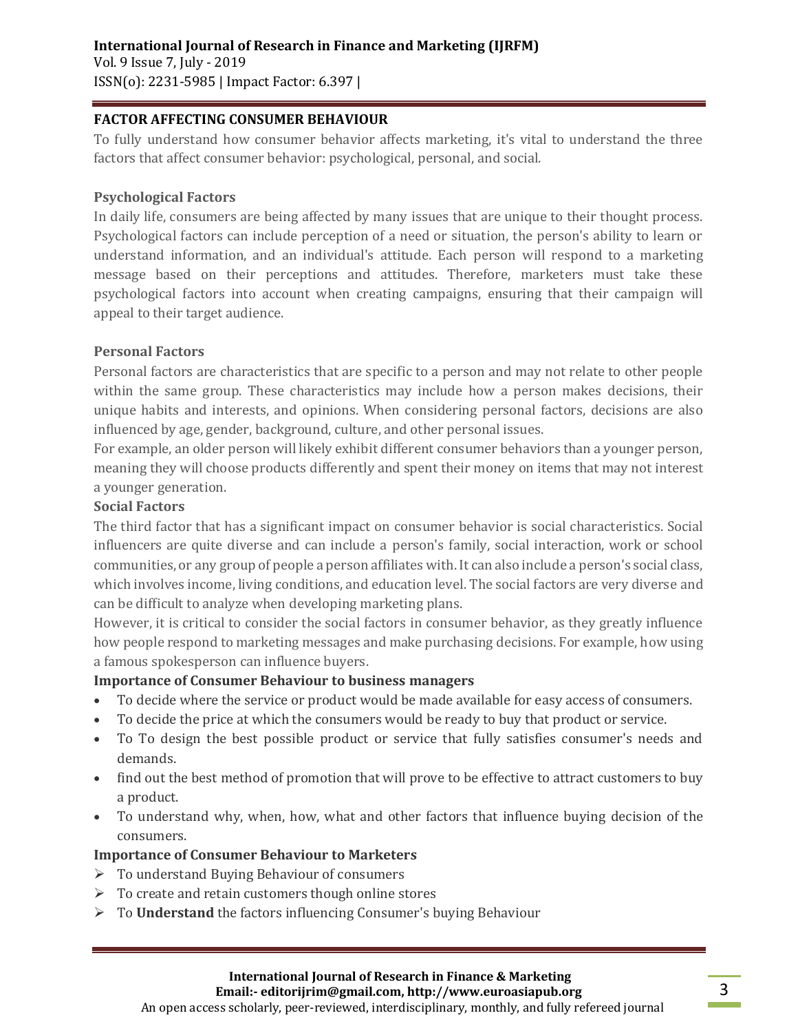**FACTOR AFFECTING CONSUMER BEHAVIOUR**

To fully understand how consumer behavior affects marketing, it's vital to understand the three factors that affect consumer behavior: psychological, personal, and social.

**Psychological Factors**

In daily life, consumers are being affected by many issues that are unique to their thought process. Psychological factors can include perception of a need or situation, the person's ability to learn or understand information, and an individual's attitude. Each person will respond to a marketing message based on their perceptions and attitudes. Therefore, marketers must take these psychological factors into account when creating campaigns, ensuring that their campaign will appeal to their target audience.

**Personal Factors**

Personal factors are characteristics that are specific to a person and may not relate to other people within the same group. These characteristics may include how a person makes decisions, their unique habits and interests, and opinions. When considering personal factors, decisions are also influenced by age, gender, background, culture, and other personal issues.

For example, an older person will likely exhibit different consumer behaviors than a younger person, meaning they will choose products differently and spent their money on items that may not interest a younger generation.

**Social Factors**

The third factor that has a significant impact on consumer behavior is social characteristics. Social influencers are quite diverse and can include a person's family, social interaction, work or school communities, or any group of people a person affiliates with. It can also include a person's social class, which involves income, living conditions, and education level. The social factors are very diverse and can be difficult to analyze when developing marketing plans.

However, it is critical to consider the social factors in consumer behavior, as they greatly influence how people respond to marketing messages and make purchasing decisions. For example, how using a famous spokesperson can influence buyers.

**Importance of Consumer Behaviour to business managers**

- To decide where the service or product would be made available for easy access of consumers.
- To decide the price at which the consumers would be ready to buy that product or service.
- To To design the best possible product or service that fully satisfies consumer's needs and demands.
- find out the best method of promotion that will prove to be effective to attract customers to buy a product.
- To understand why, when, how, what and other factors that influence buying decision of the consumers.

**Importance of Consumer Behaviour to Marketers**

- To understand Buying Behaviour of consumers
- To create and retain customers though online stores
- To **Understand** the factors influencing Consumer's buying Behaviour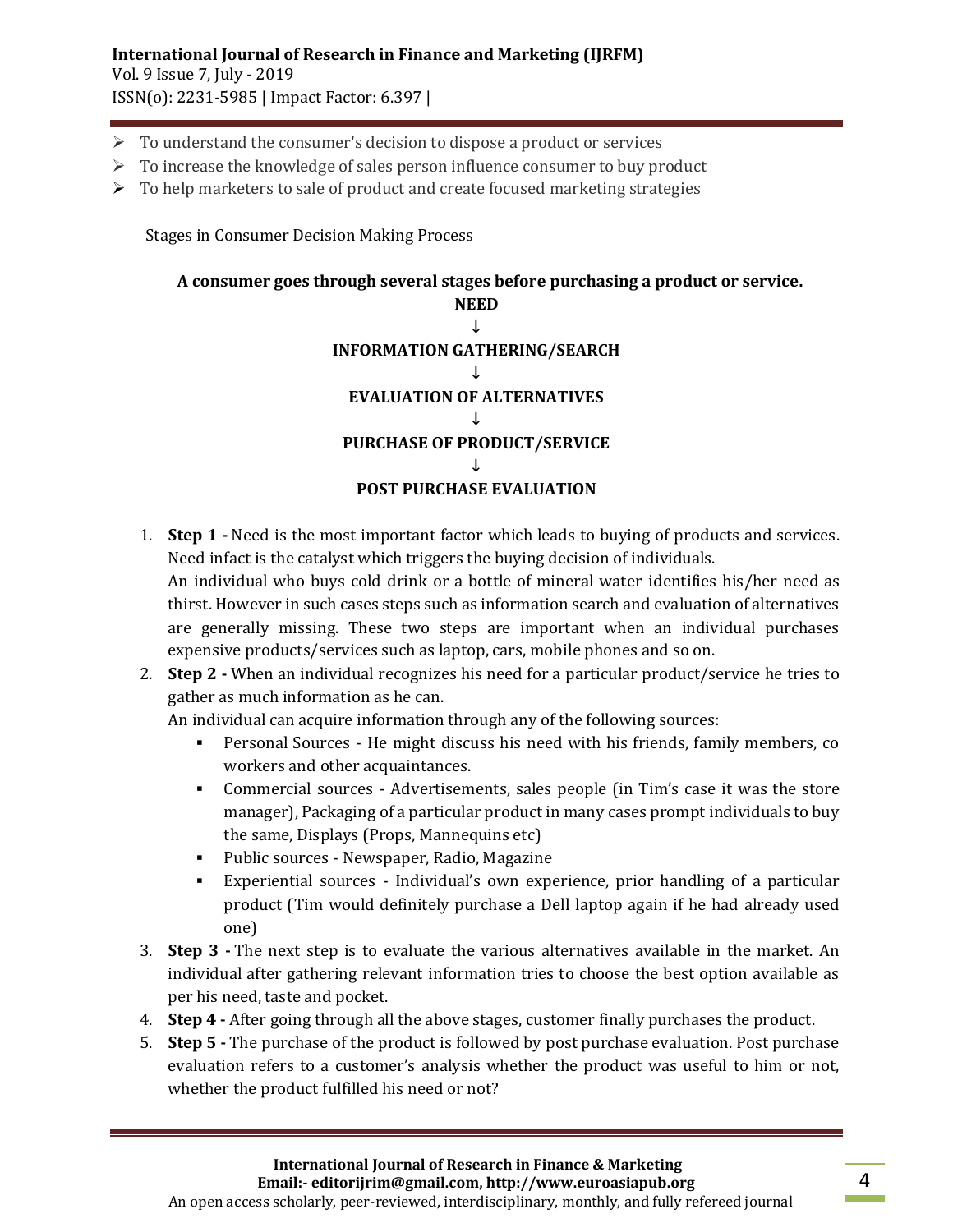- To understand the consumer's decision to dispose a product or services
- To increase the knowledge of sales person influence consumer to buy product
- To help marketers to sale of product and create focused marketing strategies

Stages in Consumer Decision Making Process

**A consumer goes through several stages before purchasing a product or service.**

**NEED**

↓

**INFORMATION GATHERING/SEARCH**

↓

**EVALUATION OF ALTERNATIVES**

↓

**PURCHASE OF PRODUCT/SERVICE**

↓

**POST PURCHASE EVALUATION**

1. **Step 1 -** Need is the most important factor which leads to buying of products and services. Need infact is the catalyst which triggers the buying decision of individuals.
   An individual who buys cold drink or a bottle of mineral water identifies his/her need as thirst. However in such cases steps such as information search and evaluation of alternatives are generally missing. These two steps are important when an individual purchases expensive products/services such as laptop, cars, mobile phones and so on.
2. **Step 2 -** When an individual recognizes his need for a particular product/service he tries to gather as much information as he can.
   An individual can acquire information through any of the following sources:
   - Personal Sources - He might discuss his need with his friends, family members, co workers and other acquaintances.
   - Commercial sources - Advertisements, sales people (in Tim's case it was the store manager), Packaging of a particular product in many cases prompt individuals to buy the same, Displays (Props, Mannequins etc)
   - Public sources - Newspaper, Radio, Magazine
   - Experiential sources - Individual's own experience, prior handling of a particular product (Tim would definitely purchase a Dell laptop again if he had already used one)
3. **Step 3 -** The next step is to evaluate the various alternatives available in the market. An individual after gathering relevant information tries to choose the best option available as per his need, taste and pocket.
4. **Step 4 -** After going through all the above stages, customer finally purchases the product.
5. **Step 5 -** The purchase of the product is followed by post purchase evaluation. Post purchase evaluation refers to a customer's analysis whether the product was useful to him or not, whether the product fulfilled his need or not?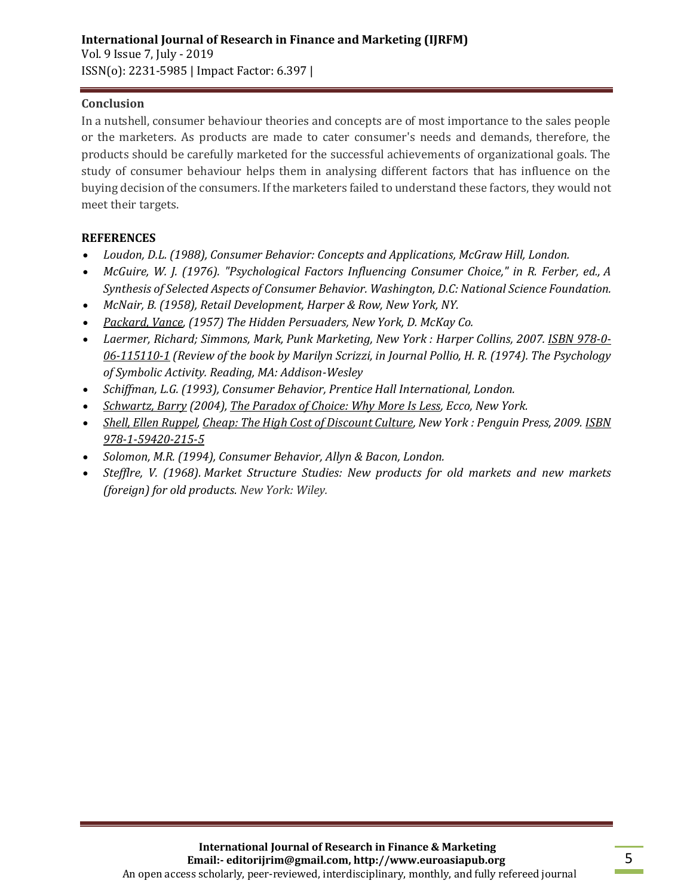## Conclusion

In a nutshell, consumer behaviour theories and concepts are of most importance to the sales people or the marketers. As products are made to cater consumer's needs and demands, therefore, the products should be carefully marketed for the successful achievements of organizational goals. The study of consumer behaviour helps them in analysing different factors that has influence on the buying decision of the consumers. If the marketers failed to understand these factors, they would not meet their targets.

## REFERENCES

- *Loudon, D.L. (1988), Consumer Behavior: Concepts and Applications, McGraw Hill, London.*
- *McGuire, W. J. (1976). "Psychological Factors Influencing Consumer Choice," in R. Ferber, ed., A Synthesis of Selected Aspects of Consumer Behavior. Washington, D.C: National Science Foundation.*
- *McNair, B. (1958), Retail Development, Harper & Row, New York, NY.*
- *Packard, Vance, (1957) The Hidden Persuaders, New York, D. McKay Co.*
- *Laermer, Richard; Simmons, Mark, Punk Marketing, New York : Harper Collins, 2007. ISBN 978-0-06-115110-1 (Review of the book by Marilyn Scrizzi, in Journal Pollio, H. R. (1974). The Psychology of Symbolic Activity. Reading, MA: Addison-Wesley*
- *Schiffman, L.G. (1993), Consumer Behavior, Prentice Hall International, London.*
- *Schwartz, Barry (2004), The Paradox of Choice: Why More Is Less, Ecco, New York.*
- *Shell, Ellen Ruppel, Cheap: The High Cost of Discount Culture, New York : Penguin Press, 2009. ISBN 978-1-59420-215-5*
- *Solomon, M.R. (1994), Consumer Behavior, Allyn & Bacon, London.*
- *Stefflre, V. (1968). Market Structure Studies: New products for old markets and new markets (foreign) for old products. New York: Wiley.*